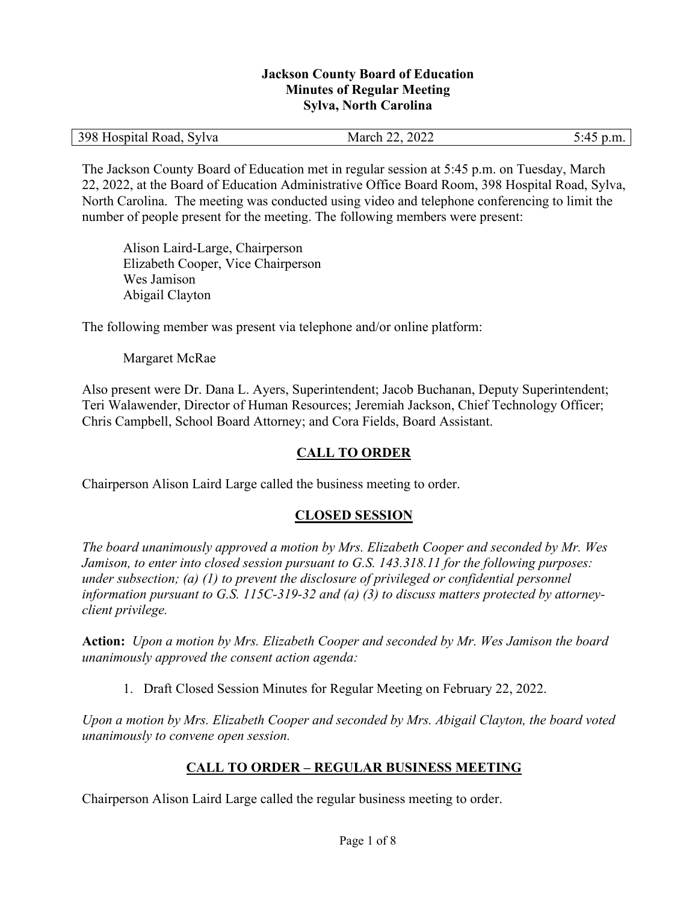**Jackson County Board of Education**
**Minutes of Regular Meeting**
**Sylva, North Carolina**

| 398 Hospital Road, Sylva | March 22, 2022 | 5:45 p.m. |
|---|---|---|

The Jackson County Board of Education met in regular session at 5:45 p.m. on Tuesday, March 22, 2022, at the Board of Education Administrative Office Board Room, 398 Hospital Road, Sylva, North Carolina. The meeting was conducted using video and telephone conferencing to limit the number of people present for the meeting. The following members were present:

Alison Laird-Large, Chairperson
Elizabeth Cooper, Vice Chairperson
Wes Jamison
Abigail Clayton

The following member was present via telephone and/or online platform:

Margaret McRae

Also present were Dr. Dana L. Ayers, Superintendent; Jacob Buchanan, Deputy Superintendent; Teri Walawender, Director of Human Resources; Jeremiah Jackson, Chief Technology Officer; Chris Campbell, School Board Attorney; and Cora Fields, Board Assistant.

## CALL TO ORDER

Chairperson Alison Laird Large called the business meeting to order.

## CLOSED SESSION

*The board unanimously approved a motion by Mrs. Elizabeth Cooper and seconded by Mr. Wes Jamison, to enter into closed session pursuant to G.S. 143.318.11 for the following purposes: under subsection; (a) (1) to prevent the disclosure of privileged or confidential personnel information pursuant to G.S. 115C-319-32 and (a) (3) to discuss matters protected by attorney-client privilege.*

**Action:** *Upon a motion by Mrs. Elizabeth Cooper and seconded by Mr. Wes Jamison the board unanimously approved the consent action agenda:*

1. Draft Closed Session Minutes for Regular Meeting on February 22, 2022.

*Upon a motion by Mrs. Elizabeth Cooper and seconded by Mrs. Abigail Clayton, the board voted unanimously to convene open session.*

## CALL TO ORDER – REGULAR BUSINESS MEETING

Chairperson Alison Laird Large called the regular business meeting to order.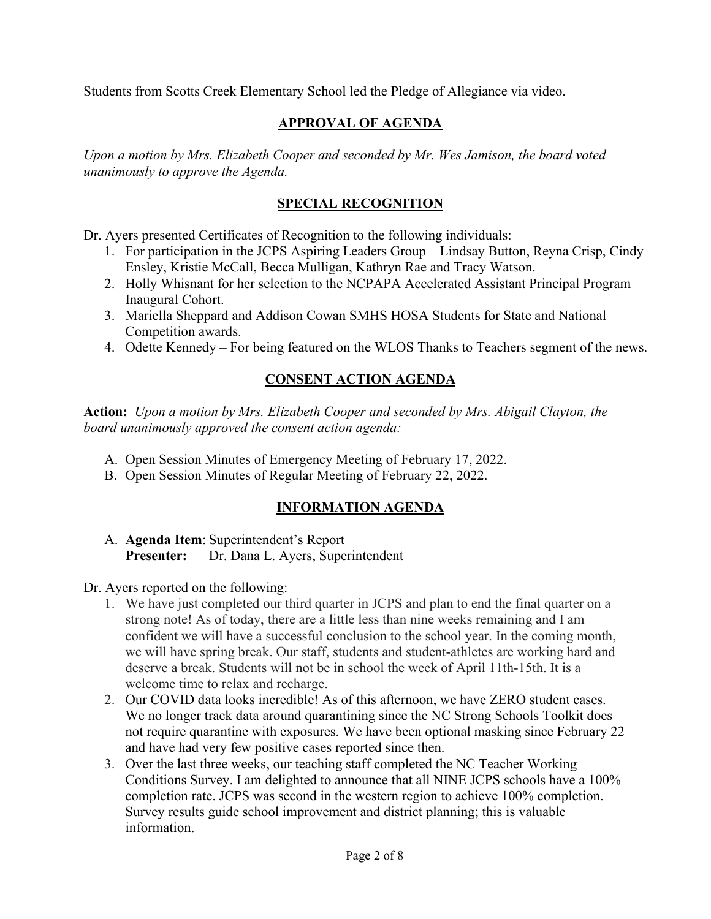Students from Scotts Creek Elementary School led the Pledge of Allegiance via video.

## APPROVAL OF AGENDA

*Upon a motion by Mrs. Elizabeth Cooper and seconded by Mr. Wes Jamison, the board voted unanimously to approve the Agenda.*

## SPECIAL RECOGNITION

Dr. Ayers presented Certificates of Recognition to the following individuals:

1. For participation in the JCPS Aspiring Leaders Group – Lindsay Button, Reyna Crisp, Cindy Ensley, Kristie McCall, Becca Mulligan, Kathryn Rae and Tracy Watson.
2. Holly Whisnant for her selection to the NCPAPA Accelerated Assistant Principal Program Inaugural Cohort.
3. Mariella Sheppard and Addison Cowan SMHS HOSA Students for State and National Competition awards.
4. Odette Kennedy – For being featured on the WLOS Thanks to Teachers segment of the news.

## CONSENT ACTION AGENDA

**Action:** *Upon a motion by Mrs. Elizabeth Cooper and seconded by Mrs. Abigail Clayton, the board unanimously approved the consent action agenda:*

A. Open Session Minutes of Emergency Meeting of February 17, 2022.
B. Open Session Minutes of Regular Meeting of February 22, 2022.

## INFORMATION AGENDA

A. **Agenda Item**: Superintendent's Report
   **Presenter:** Dr. Dana L. Ayers, Superintendent

Dr. Ayers reported on the following:

1. We have just completed our third quarter in JCPS and plan to end the final quarter on a strong note! As of today, there are a little less than nine weeks remaining and I am confident we will have a successful conclusion to the school year. In the coming month, we will have spring break. Our staff, students and student-athletes are working hard and deserve a break. Students will not be in school the week of April 11th-15th. It is a welcome time to relax and recharge.
2. Our COVID data looks incredible! As of this afternoon, we have ZERO student cases. We no longer track data around quarantining since the NC Strong Schools Toolkit does not require quarantine with exposures. We have been optional masking since February 22 and have had very few positive cases reported since then.
3. Over the last three weeks, our teaching staff completed the NC Teacher Working Conditions Survey. I am delighted to announce that all NINE JCPS schools have a 100% completion rate. JCPS was second in the western region to achieve 100% completion. Survey results guide school improvement and district planning; this is valuable information.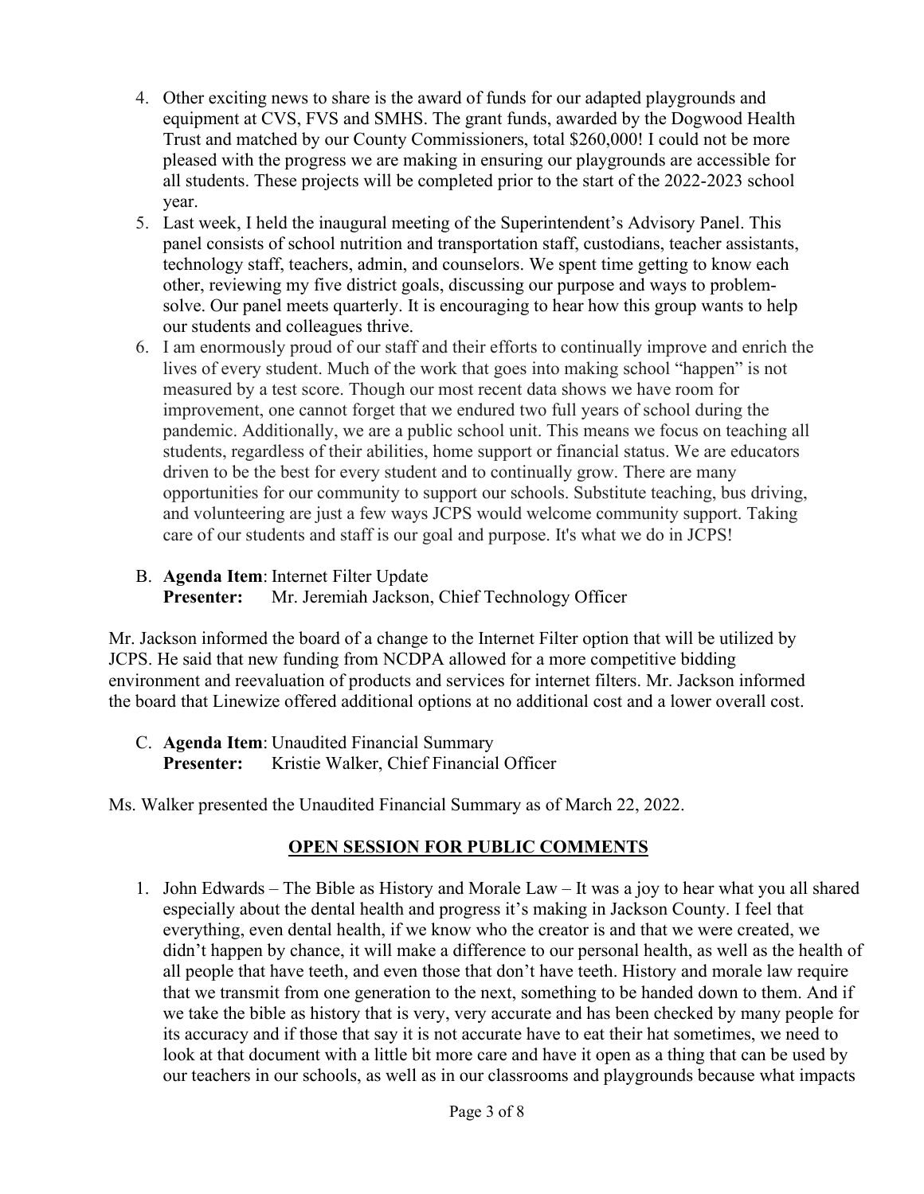4. Other exciting news to share is the award of funds for our adapted playgrounds and equipment at CVS, FVS and SMHS. The grant funds, awarded by the Dogwood Health Trust and matched by our County Commissioners, total $260,000! I could not be more pleased with the progress we are making in ensuring our playgrounds are accessible for all students. These projects will be completed prior to the start of the 2022-2023 school year.
5. Last week, I held the inaugural meeting of the Superintendent's Advisory Panel. This panel consists of school nutrition and transportation staff, custodians, teacher assistants, technology staff, teachers, admin, and counselors. We spent time getting to know each other, reviewing my five district goals, discussing our purpose and ways to problem-solve. Our panel meets quarterly. It is encouraging to hear how this group wants to help our students and colleagues thrive.
6. I am enormously proud of our staff and their efforts to continually improve and enrich the lives of every student. Much of the work that goes into making school "happen" is not measured by a test score. Though our most recent data shows we have room for improvement, one cannot forget that we endured two full years of school during the pandemic. Additionally, we are a public school unit. This means we focus on teaching all students, regardless of their abilities, home support or financial status. We are educators driven to be the best for every student and to continually grow. There are many opportunities for our community to support our schools. Substitute teaching, bus driving, and volunteering are just a few ways JCPS would welcome community support. Taking care of our students and staff is our goal and purpose. It's what we do in JCPS!

B. **Agenda Item**: Internet Filter Update
**Presenter:** Mr. Jeremiah Jackson, Chief Technology Officer

Mr. Jackson informed the board of a change to the Internet Filter option that will be utilized by JCPS. He said that new funding from NCDPA allowed for a more competitive bidding environment and reevaluation of products and services for internet filters. Mr. Jackson informed the board that Linewize offered additional options at no additional cost and a lower overall cost.

C. **Agenda Item**: Unaudited Financial Summary
**Presenter:** Kristie Walker, Chief Financial Officer

Ms. Walker presented the Unaudited Financial Summary as of March 22, 2022.

## OPEN SESSION FOR PUBLIC COMMENTS

1. John Edwards – The Bible as History and Morale Law – It was a joy to hear what you all shared especially about the dental health and progress it's making in Jackson County. I feel that everything, even dental health, if we know who the creator is and that we were created, we didn't happen by chance, it will make a difference to our personal health, as well as the health of all people that have teeth, and even those that don't have teeth. History and morale law require that we transmit from one generation to the next, something to be handed down to them. And if we take the bible as history that is very, very accurate and has been checked by many people for its accuracy and if those that say it is not accurate have to eat their hat sometimes, we need to look at that document with a little bit more care and have it open as a thing that can be used by our teachers in our schools, as well as in our classrooms and playgrounds because what impacts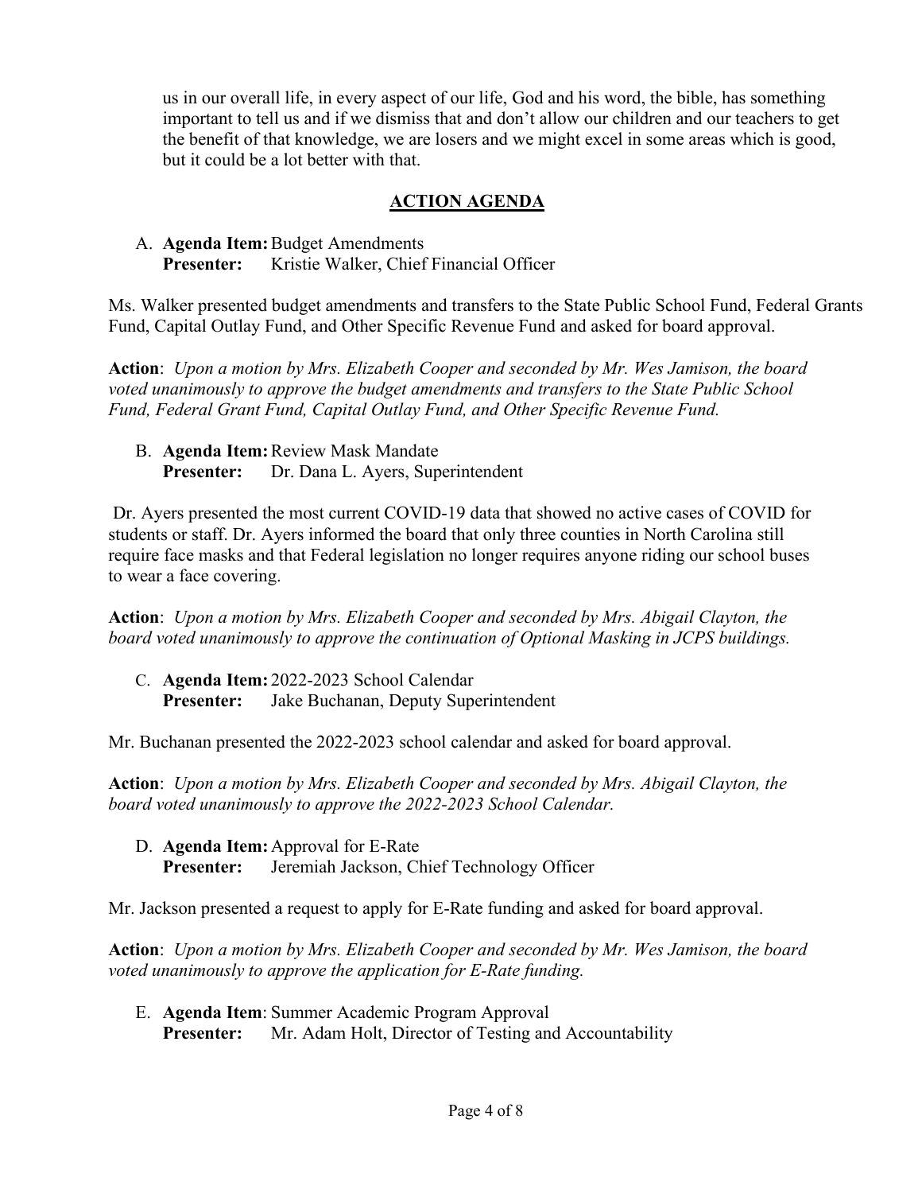us in our overall life, in every aspect of our life, God and his word, the bible, has something important to tell us and if we dismiss that and don't allow our children and our teachers to get the benefit of that knowledge, we are losers and we might excel in some areas which is good, but it could be a lot better with that.

## ACTION AGENDA

A. **Agenda Item:** Budget Amendments
   **Presenter:** Kristie Walker, Chief Financial Officer

Ms. Walker presented budget amendments and transfers to the State Public School Fund, Federal Grants Fund, Capital Outlay Fund, and Other Specific Revenue Fund and asked for board approval.

**Action**: *Upon a motion by Mrs. Elizabeth Cooper and seconded by Mr. Wes Jamison, the board voted unanimously to approve the budget amendments and transfers to the State Public School Fund, Federal Grant Fund, Capital Outlay Fund, and Other Specific Revenue Fund.*

B. **Agenda Item:** Review Mask Mandate
   **Presenter:** Dr. Dana L. Ayers, Superintendent

Dr. Ayers presented the most current COVID-19 data that showed no active cases of COVID for students or staff. Dr. Ayers informed the board that only three counties in North Carolina still require face masks and that Federal legislation no longer requires anyone riding our school buses to wear a face covering.

**Action**: *Upon a motion by Mrs. Elizabeth Cooper and seconded by Mrs. Abigail Clayton, the board voted unanimously to approve the continuation of Optional Masking in JCPS buildings.*

C. **Agenda Item:** 2022-2023 School Calendar
   **Presenter:** Jake Buchanan, Deputy Superintendent

Mr. Buchanan presented the 2022-2023 school calendar and asked for board approval.

**Action**: *Upon a motion by Mrs. Elizabeth Cooper and seconded by Mrs. Abigail Clayton, the board voted unanimously to approve the 2022-2023 School Calendar.*

D. **Agenda Item:** Approval for E-Rate
   **Presenter:** Jeremiah Jackson, Chief Technology Officer

Mr. Jackson presented a request to apply for E-Rate funding and asked for board approval.

**Action**: *Upon a motion by Mrs. Elizabeth Cooper and seconded by Mr. Wes Jamison, the board voted unanimously to approve the application for E-Rate funding.*

E. **Agenda Item**: Summer Academic Program Approval
   **Presenter:** Mr. Adam Holt, Director of Testing and Accountability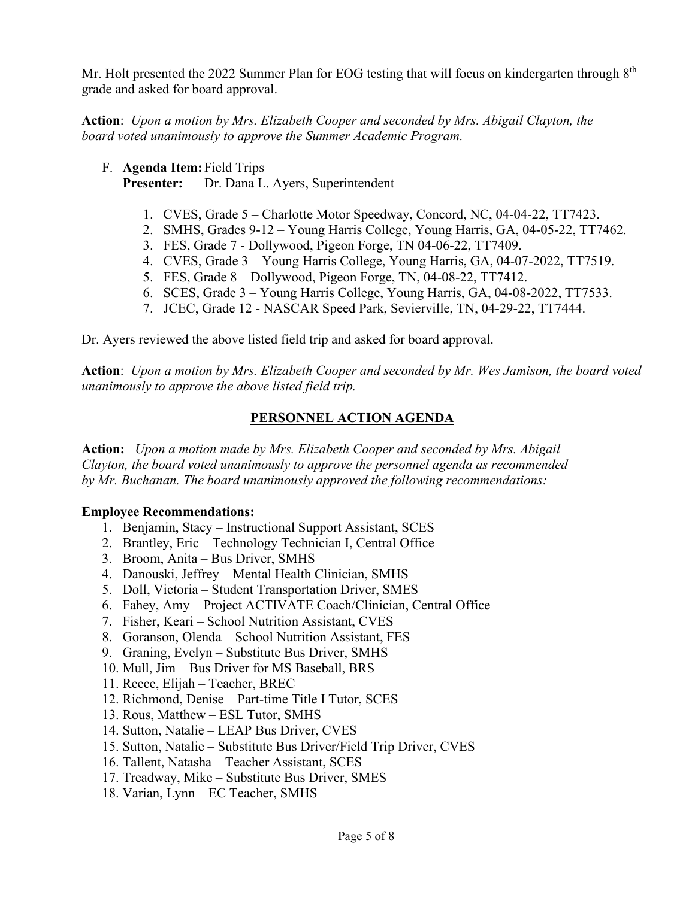Mr. Holt presented the 2022 Summer Plan for EOG testing that will focus on kindergarten through 8th grade and asked for board approval.

**Action**: *Upon a motion by Mrs. Elizabeth Cooper and seconded by Mrs. Abigail Clayton, the board voted unanimously to approve the Summer Academic Program.*

F. **Agenda Item:** Field Trips
   **Presenter:** Dr. Dana L. Ayers, Superintendent

   1. CVES, Grade 5 – Charlotte Motor Speedway, Concord, NC, 04-04-22, TT7423.
   2. SMHS, Grades 9-12 – Young Harris College, Young Harris, GA, 04-05-22, TT7462.
   3. FES, Grade 7 - Dollywood, Pigeon Forge, TN 04-06-22, TT7409.
   4. CVES, Grade 3 – Young Harris College, Young Harris, GA, 04-07-2022, TT7519.
   5. FES, Grade 8 – Dollywood, Pigeon Forge, TN, 04-08-22, TT7412.
   6. SCES, Grade 3 – Young Harris College, Young Harris, GA, 04-08-2022, TT7533.
   7. JCEC, Grade 12 - NASCAR Speed Park, Sevierville, TN, 04-29-22, TT7444.

Dr. Ayers reviewed the above listed field trip and asked for board approval.

**Action**: *Upon a motion by Mrs. Elizabeth Cooper and seconded by Mr. Wes Jamison, the board voted unanimously to approve the above listed field trip.*

## PERSONNEL ACTION AGENDA

**Action:** *Upon a motion made by Mrs. Elizabeth Cooper and seconded by Mrs. Abigail Clayton, the board voted unanimously to approve the personnel agenda as recommended by Mr. Buchanan. The board unanimously approved the following recommendations:*

**Employee Recommendations:**

1. Benjamin, Stacy – Instructional Support Assistant, SCES
2. Brantley, Eric – Technology Technician I, Central Office
3. Broom, Anita – Bus Driver, SMHS
4. Danouski, Jeffrey – Mental Health Clinician, SMHS
5. Doll, Victoria – Student Transportation Driver, SMES
6. Fahey, Amy – Project ACTIVATE Coach/Clinician, Central Office
7. Fisher, Keari – School Nutrition Assistant, CVES
8. Goranson, Olenda – School Nutrition Assistant, FES
9. Graning, Evelyn – Substitute Bus Driver, SMHS
10. Mull, Jim – Bus Driver for MS Baseball, BRS
11. Reece, Elijah – Teacher, BREC
12. Richmond, Denise – Part-time Title I Tutor, SCES
13. Rous, Matthew – ESL Tutor, SMHS
14. Sutton, Natalie – LEAP Bus Driver, CVES
15. Sutton, Natalie – Substitute Bus Driver/Field Trip Driver, CVES
16. Tallent, Natasha – Teacher Assistant, SCES
17. Treadway, Mike – Substitute Bus Driver, SMES
18. Varian, Lynn – EC Teacher, SMHS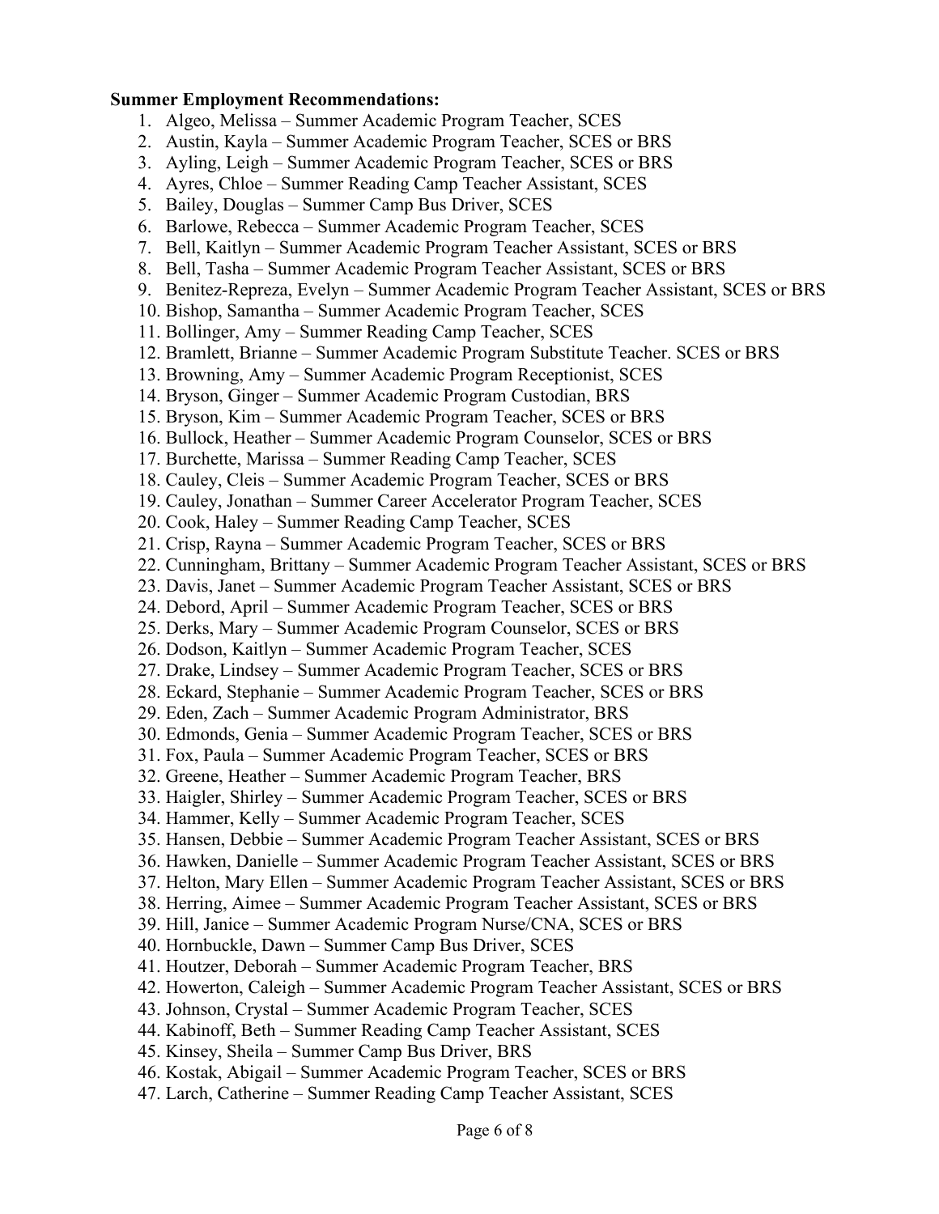**Summer Employment Recommendations:**

1. Algeo, Melissa – Summer Academic Program Teacher, SCES
2. Austin, Kayla – Summer Academic Program Teacher, SCES or BRS
3. Ayling, Leigh – Summer Academic Program Teacher, SCES or BRS
4. Ayres, Chloe – Summer Reading Camp Teacher Assistant, SCES
5. Bailey, Douglas – Summer Camp Bus Driver, SCES
6. Barlowe, Rebecca – Summer Academic Program Teacher, SCES
7. Bell, Kaitlyn – Summer Academic Program Teacher Assistant, SCES or BRS
8. Bell, Tasha – Summer Academic Program Teacher Assistant, SCES or BRS
9. Benitez-Repreza, Evelyn – Summer Academic Program Teacher Assistant, SCES or BRS
10. Bishop, Samantha – Summer Academic Program Teacher, SCES
11. Bollinger, Amy – Summer Reading Camp Teacher, SCES
12. Bramlett, Brianne – Summer Academic Program Substitute Teacher. SCES or BRS
13. Browning, Amy – Summer Academic Program Receptionist, SCES
14. Bryson, Ginger – Summer Academic Program Custodian, BRS
15. Bryson, Kim – Summer Academic Program Teacher, SCES or BRS
16. Bullock, Heather – Summer Academic Program Counselor, SCES or BRS
17. Burchette, Marissa – Summer Reading Camp Teacher, SCES
18. Cauley, Cleis – Summer Academic Program Teacher, SCES or BRS
19. Cauley, Jonathan – Summer Career Accelerator Program Teacher, SCES
20. Cook, Haley – Summer Reading Camp Teacher, SCES
21. Crisp, Rayna – Summer Academic Program Teacher, SCES or BRS
22. Cunningham, Brittany – Summer Academic Program Teacher Assistant, SCES or BRS
23. Davis, Janet – Summer Academic Program Teacher Assistant, SCES or BRS
24. Debord, April – Summer Academic Program Teacher, SCES or BRS
25. Derks, Mary – Summer Academic Program Counselor, SCES or BRS
26. Dodson, Kaitlyn – Summer Academic Program Teacher, SCES
27. Drake, Lindsey – Summer Academic Program Teacher, SCES or BRS
28. Eckard, Stephanie – Summer Academic Program Teacher, SCES or BRS
29. Eden, Zach – Summer Academic Program Administrator, BRS
30. Edmonds, Genia – Summer Academic Program Teacher, SCES or BRS
31. Fox, Paula – Summer Academic Program Teacher, SCES or BRS
32. Greene, Heather – Summer Academic Program Teacher, BRS
33. Haigler, Shirley – Summer Academic Program Teacher, SCES or BRS
34. Hammer, Kelly – Summer Academic Program Teacher, SCES
35. Hansen, Debbie – Summer Academic Program Teacher Assistant, SCES or BRS
36. Hawken, Danielle – Summer Academic Program Teacher Assistant, SCES or BRS
37. Helton, Mary Ellen – Summer Academic Program Teacher Assistant, SCES or BRS
38. Herring, Aimee – Summer Academic Program Teacher Assistant, SCES or BRS
39. Hill, Janice – Summer Academic Program Nurse/CNA, SCES or BRS
40. Hornbuckle, Dawn – Summer Camp Bus Driver, SCES
41. Houtzer, Deborah – Summer Academic Program Teacher, BRS
42. Howerton, Caleigh – Summer Academic Program Teacher Assistant, SCES or BRS
43. Johnson, Crystal – Summer Academic Program Teacher, SCES
44. Kabinoff, Beth – Summer Reading Camp Teacher Assistant, SCES
45. Kinsey, Sheila – Summer Camp Bus Driver, BRS
46. Kostak, Abigail – Summer Academic Program Teacher, SCES or BRS
47. Larch, Catherine – Summer Reading Camp Teacher Assistant, SCES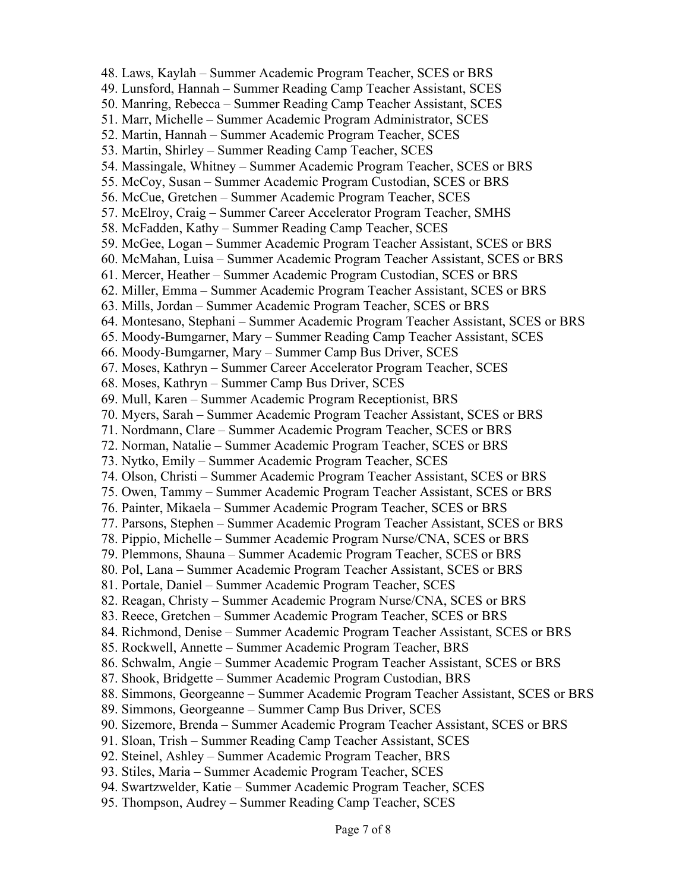48. Laws, Kaylah – Summer Academic Program Teacher, SCES or BRS
49. Lunsford, Hannah – Summer Reading Camp Teacher Assistant, SCES
50. Manring, Rebecca – Summer Reading Camp Teacher Assistant, SCES
51. Marr, Michelle – Summer Academic Program Administrator, SCES
52. Martin, Hannah – Summer Academic Program Teacher, SCES
53. Martin, Shirley – Summer Reading Camp Teacher, SCES
54. Massingale, Whitney – Summer Academic Program Teacher, SCES or BRS
55. McCoy, Susan – Summer Academic Program Custodian, SCES or BRS
56. McCue, Gretchen – Summer Academic Program Teacher, SCES
57. McElroy, Craig – Summer Career Accelerator Program Teacher, SMHS
58. McFadden, Kathy – Summer Reading Camp Teacher, SCES
59. McGee, Logan – Summer Academic Program Teacher Assistant, SCES or BRS
60. McMahan, Luisa – Summer Academic Program Teacher Assistant, SCES or BRS
61. Mercer, Heather – Summer Academic Program Custodian, SCES or BRS
62. Miller, Emma – Summer Academic Program Teacher Assistant, SCES or BRS
63. Mills, Jordan – Summer Academic Program Teacher, SCES or BRS
64. Montesano, Stephani – Summer Academic Program Teacher Assistant, SCES or BRS
65. Moody-Bumgarner, Mary – Summer Reading Camp Teacher Assistant, SCES
66. Moody-Bumgarner, Mary – Summer Camp Bus Driver, SCES
67. Moses, Kathryn – Summer Career Accelerator Program Teacher, SCES
68. Moses, Kathryn – Summer Camp Bus Driver, SCES
69. Mull, Karen – Summer Academic Program Receptionist, BRS
70. Myers, Sarah – Summer Academic Program Teacher Assistant, SCES or BRS
71. Nordmann, Clare – Summer Academic Program Teacher, SCES or BRS
72. Norman, Natalie – Summer Academic Program Teacher, SCES or BRS
73. Nytko, Emily – Summer Academic Program Teacher, SCES
74. Olson, Christi – Summer Academic Program Teacher Assistant, SCES or BRS
75. Owen, Tammy – Summer Academic Program Teacher Assistant, SCES or BRS
76. Painter, Mikaela – Summer Academic Program Teacher, SCES or BRS
77. Parsons, Stephen – Summer Academic Program Teacher Assistant, SCES or BRS
78. Pippio, Michelle – Summer Academic Program Nurse/CNA, SCES or BRS
79. Plemmons, Shauna – Summer Academic Program Teacher, SCES or BRS
80. Pol, Lana – Summer Academic Program Teacher Assistant, SCES or BRS
81. Portale, Daniel – Summer Academic Program Teacher, SCES
82. Reagan, Christy – Summer Academic Program Nurse/CNA, SCES or BRS
83. Reece, Gretchen – Summer Academic Program Teacher, SCES or BRS
84. Richmond, Denise – Summer Academic Program Teacher Assistant, SCES or BRS
85. Rockwell, Annette – Summer Academic Program Teacher, BRS
86. Schwalm, Angie – Summer Academic Program Teacher Assistant, SCES or BRS
87. Shook, Bridgette – Summer Academic Program Custodian, BRS
88. Simmons, Georgeanne – Summer Academic Program Teacher Assistant, SCES or BRS
89. Simmons, Georgeanne – Summer Camp Bus Driver, SCES
90. Sizemore, Brenda – Summer Academic Program Teacher Assistant, SCES or BRS
91. Sloan, Trish – Summer Reading Camp Teacher Assistant, SCES
92. Steinel, Ashley – Summer Academic Program Teacher, BRS
93. Stiles, Maria – Summer Academic Program Teacher, SCES
94. Swartzwelder, Katie – Summer Academic Program Teacher, SCES
95. Thompson, Audrey – Summer Reading Camp Teacher, SCES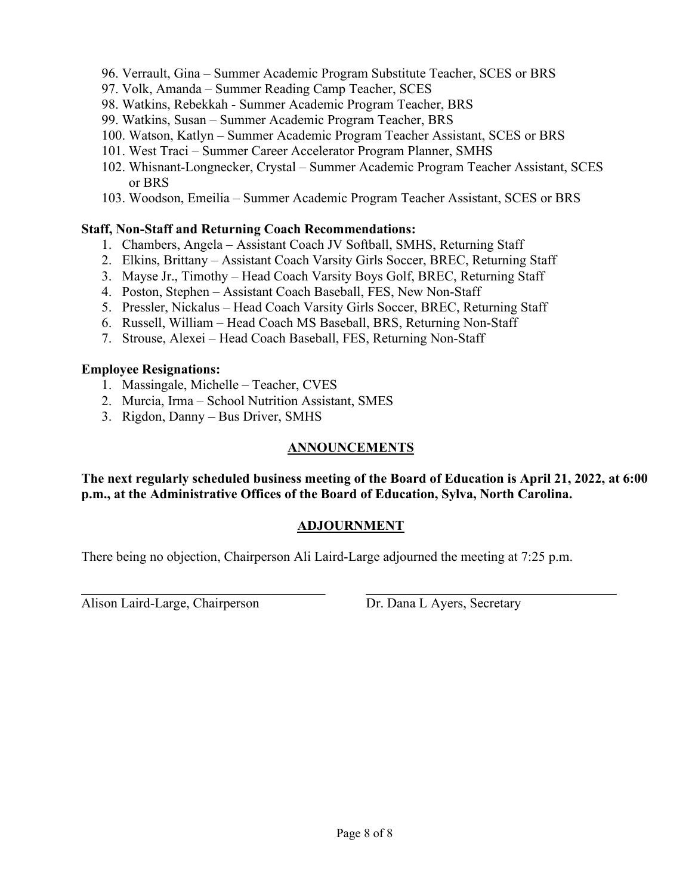96. Verrault, Gina – Summer Academic Program Substitute Teacher, SCES or BRS
97. Volk, Amanda – Summer Reading Camp Teacher, SCES
98. Watkins, Rebekkah - Summer Academic Program Teacher, BRS
99. Watkins, Susan – Summer Academic Program Teacher, BRS
100. Watson, Katlyn – Summer Academic Program Teacher Assistant, SCES or BRS
101. West Traci – Summer Career Accelerator Program Planner, SMHS
102. Whisnant-Longnecker, Crystal – Summer Academic Program Teacher Assistant, SCES or BRS
103. Woodson, Emeilia – Summer Academic Program Teacher Assistant, SCES or BRS

**Staff, Non-Staff and Returning Coach Recommendations:**

1. Chambers, Angela – Assistant Coach JV Softball, SMHS, Returning Staff
2. Elkins, Brittany – Assistant Coach Varsity Girls Soccer, BREC, Returning Staff
3. Mayse Jr., Timothy – Head Coach Varsity Boys Golf, BREC, Returning Staff
4. Poston, Stephen – Assistant Coach Baseball, FES, New Non-Staff
5. Pressler, Nickalus – Head Coach Varsity Girls Soccer, BREC, Returning Staff
6. Russell, William – Head Coach MS Baseball, BRS, Returning Non-Staff
7. Strouse, Alexei – Head Coach Baseball, FES, Returning Non-Staff

**Employee Resignations:**

1. Massingale, Michelle – Teacher, CVES
2. Murcia, Irma – School Nutrition Assistant, SMES
3. Rigdon, Danny – Bus Driver, SMHS

## ANNOUNCEMENTS

**The next regularly scheduled business meeting of the Board of Education is April 21, 2022, at 6:00 p.m., at the Administrative Offices of the Board of Education, Sylva, North Carolina.**

## ADJOURNMENT

There being no objection, Chairperson Ali Laird-Large adjourned the meeting at 7:25 p.m.

\_\_\_\_\_\_\_\_\_\_\_\_\_\_\_\_\_\_\_\_\_\_\_\_\_\_\_\_\_\_\_\_\_\_\_\_
Alison Laird-Large, Chairperson

\_\_\_\_\_\_\_\_\_\_\_\_\_\_\_\_\_\_\_\_\_\_\_\_\_\_\_\_\_\_\_\_\_\_\_\_
Dr. Dana L Ayers, Secretary